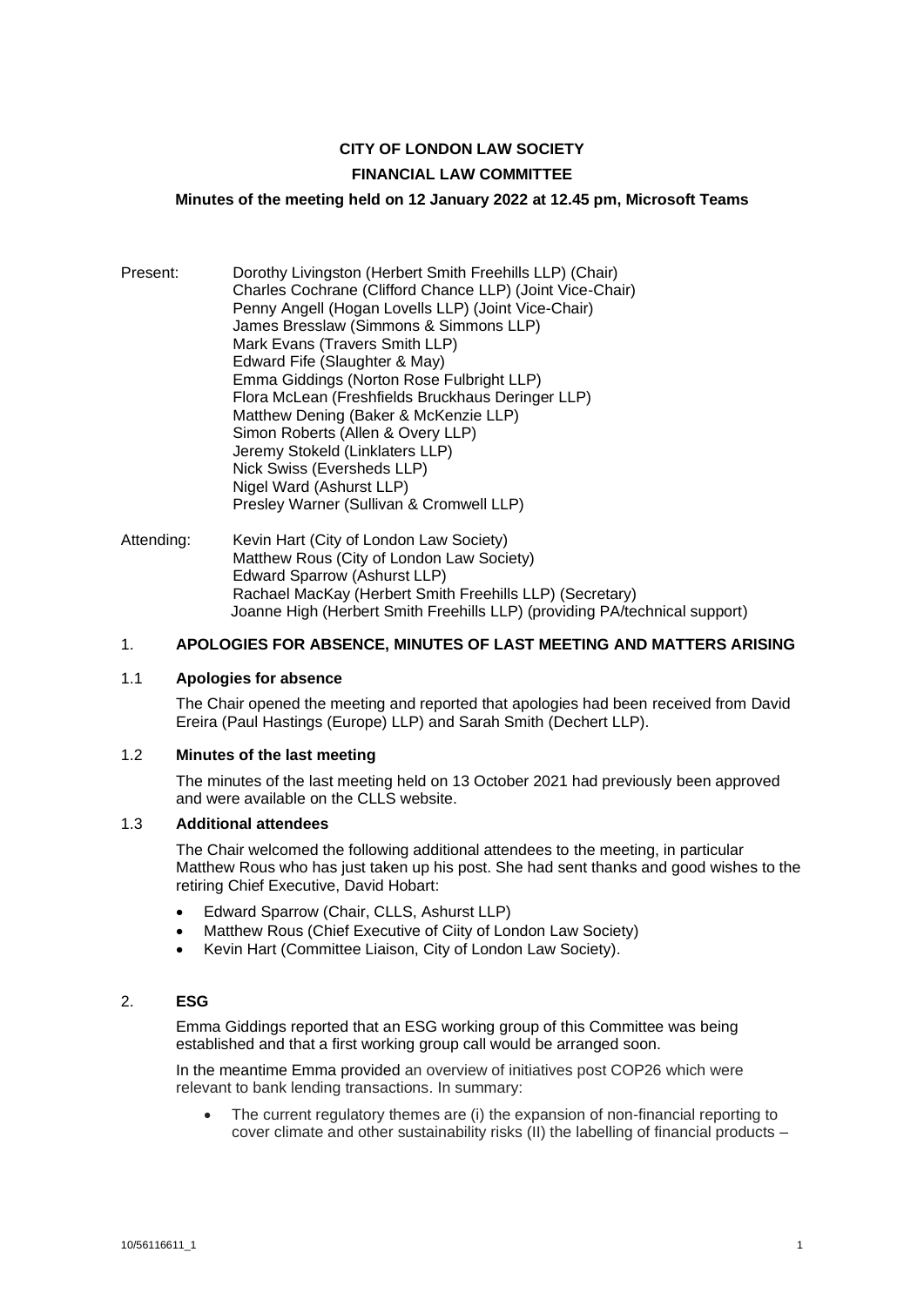**CITY OF LONDON LAW SOCIETY**

**FINANCIAL LAW COMMITTEE**

**Minutes of the meeting held on 12 January 2022 at 12.45 pm, Microsoft Teams**

Present:
Dorothy Livingston (Herbert Smith Freehills LLP) (Chair)
Charles Cochrane (Clifford Chance LLP) (Joint Vice-Chair)
Penny Angell (Hogan Lovells LLP) (Joint Vice-Chair)
James Bresslaw (Simmons & Simmons LLP)
Mark Evans (Travers Smith LLP)
Edward Fife (Slaughter & May)
Emma Giddings (Norton Rose Fulbright LLP)
Flora McLean (Freshfields Bruckhaus Deringer LLP)
Matthew Dening (Baker & McKenzie LLP)
Simon Roberts (Allen & Overy LLP)
Jeremy Stokeld (Linklaters LLP)
Nick Swiss (Eversheds LLP)
Nigel Ward (Ashurst LLP)
Presley Warner (Sullivan & Cromwell LLP)

Attending:
Kevin Hart (City of London Law Society)
Matthew Rous (City of London Law Society)
Edward Sparrow (Ashurst LLP)
Rachael MacKay (Herbert Smith Freehills LLP) (Secretary)
Joanne High (Herbert Smith Freehills LLP) (providing PA/technical support)

## 1. APOLOGIES FOR ABSENCE, MINUTES OF LAST MEETING AND MATTERS ARISING

### 1.1 Apologies for absence

The Chair opened the meeting and reported that apologies had been received from David Ereira (Paul Hastings (Europe) LLP) and Sarah Smith (Dechert LLP).

### 1.2 Minutes of the last meeting

The minutes of the last meeting held on 13 October 2021 had previously been approved and were available on the CLLS website.

### 1.3 Additional attendees

The Chair welcomed the following additional attendees to the meeting, in particular Matthew Rous who has just taken up his post. She had sent thanks and good wishes to the retiring Chief Executive, David Hobart:

- Edward Sparrow (Chair, CLLS, Ashurst LLP)
- Matthew Rous (Chief Executive of Ciity of London Law Society)
- Kevin Hart (Committee Liaison, City of London Law Society).

## 2. ESG

Emma Giddings reported that an ESG working group of this Committee was being established and that a first working group call would be arranged soon.

In the meantime Emma provided an overview of initiatives post COP26 which were relevant to bank lending transactions. In summary:

- The current regulatory themes are (i) the expansion of non-financial reporting to cover climate and other sustainability risks (II) the labelling of financial products –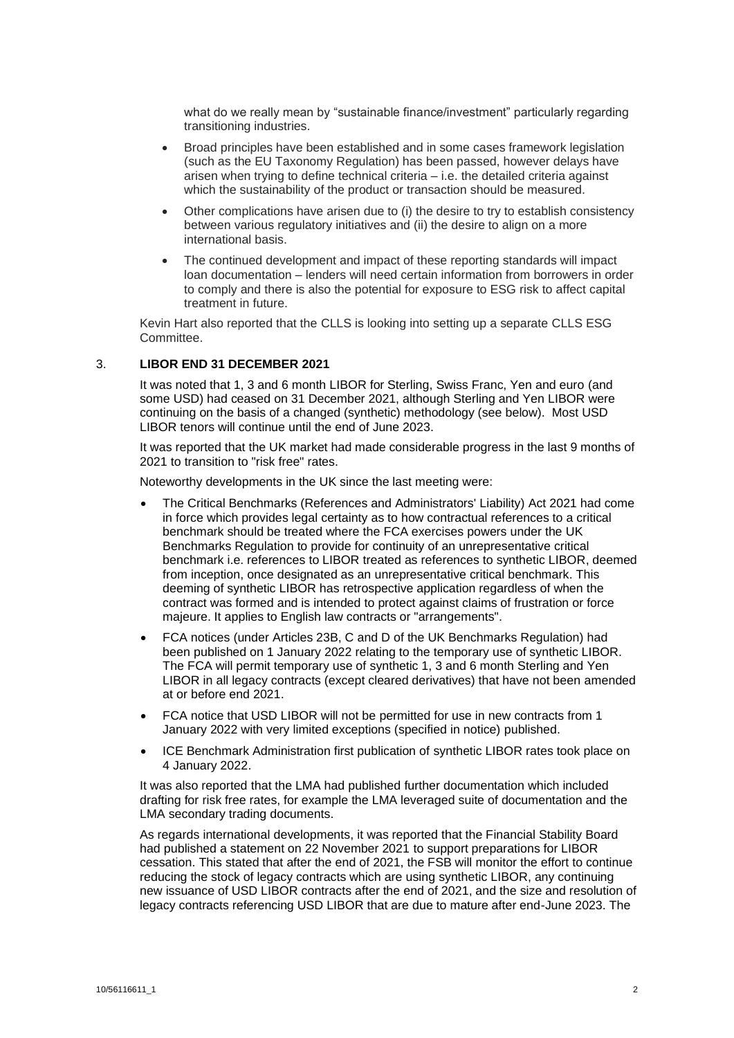what do we really mean by "sustainable finance/investment" particularly regarding transitioning industries.

- Broad principles have been established and in some cases framework legislation (such as the EU Taxonomy Regulation) has been passed, however delays have arisen when trying to define technical criteria – i.e. the detailed criteria against which the sustainability of the product or transaction should be measured.
- Other complications have arisen due to (i) the desire to try to establish consistency between various regulatory initiatives and (ii) the desire to align on a more international basis.
- The continued development and impact of these reporting standards will impact loan documentation – lenders will need certain information from borrowers in order to comply and there is also the potential for exposure to ESG risk to affect capital treatment in future.

Kevin Hart also reported that the CLLS is looking into setting up a separate CLLS ESG Committee.

## 3. LIBOR END 31 DECEMBER 2021

It was noted that 1, 3 and 6 month LIBOR for Sterling, Swiss Franc, Yen and euro (and some USD) had ceased on 31 December 2021, although Sterling and Yen LIBOR were continuing on the basis of a changed (synthetic) methodology (see below). Most USD LIBOR tenors will continue until the end of June 2023.

It was reported that the UK market had made considerable progress in the last 9 months of 2021 to transition to "risk free" rates.

Noteworthy developments in the UK since the last meeting were:

- The Critical Benchmarks (References and Administrators' Liability) Act 2021 had come in force which provides legal certainty as to how contractual references to a critical benchmark should be treated where the FCA exercises powers under the UK Benchmarks Regulation to provide for continuity of an unrepresentative critical benchmark i.e. references to LIBOR treated as references to synthetic LIBOR, deemed from inception, once designated as an unrepresentative critical benchmark. This deeming of synthetic LIBOR has retrospective application regardless of when the contract was formed and is intended to protect against claims of frustration or force majeure. It applies to English law contracts or "arrangements".
- FCA notices (under Articles 23B, C and D of the UK Benchmarks Regulation) had been published on 1 January 2022 relating to the temporary use of synthetic LIBOR. The FCA will permit temporary use of synthetic 1, 3 and 6 month Sterling and Yen LIBOR in all legacy contracts (except cleared derivatives) that have not been amended at or before end 2021.
- FCA notice that USD LIBOR will not be permitted for use in new contracts from 1 January 2022 with very limited exceptions (specified in notice) published.
- ICE Benchmark Administration first publication of synthetic LIBOR rates took place on 4 January 2022.

It was also reported that the LMA had published further documentation which included drafting for risk free rates, for example the LMA leveraged suite of documentation and the LMA secondary trading documents.

As regards international developments, it was reported that the Financial Stability Board had published a statement on 22 November 2021 to support preparations for LIBOR cessation. This stated that after the end of 2021, the FSB will monitor the effort to continue reducing the stock of legacy contracts which are using synthetic LIBOR, any continuing new issuance of USD LIBOR contracts after the end of 2021, and the size and resolution of legacy contracts referencing USD LIBOR that are due to mature after end-June 2023. The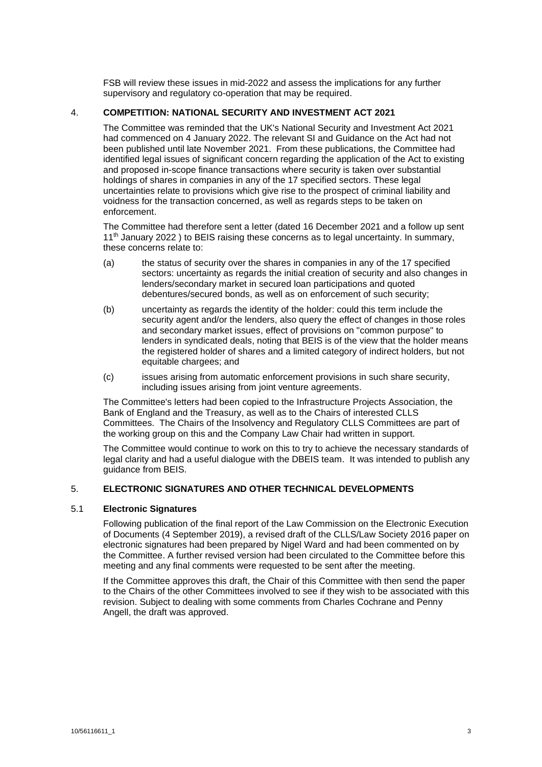FSB will review these issues in mid-2022 and assess the implications for any further supervisory and regulatory co-operation that may be required.

## 4. COMPETITION: NATIONAL SECURITY AND INVESTMENT ACT 2021

The Committee was reminded that the UK's National Security and Investment Act 2021 had commenced on 4 January 2022. The relevant SI and Guidance on the Act had not been published until late November 2021. From these publications, the Committee had identified legal issues of significant concern regarding the application of the Act to existing and proposed in-scope finance transactions where security is taken over substantial holdings of shares in companies in any of the 17 specified sectors. These legal uncertainties relate to provisions which give rise to the prospect of criminal liability and voidness for the transaction concerned, as well as regards steps to be taken on enforcement.

The Committee had therefore sent a letter (dated 16 December 2021 and a follow up sent 11th January 2022 ) to BEIS raising these concerns as to legal uncertainty. In summary, these concerns relate to:

(a) the status of security over the shares in companies in any of the 17 specified sectors: uncertainty as regards the initial creation of security and also changes in lenders/secondary market in secured loan participations and quoted debentures/secured bonds, as well as on enforcement of such security;

(b) uncertainty as regards the identity of the holder: could this term include the security agent and/or the lenders, also query the effect of changes in those roles and secondary market issues, effect of provisions on "common purpose" to lenders in syndicated deals, noting that BEIS is of the view that the holder means the registered holder of shares and a limited category of indirect holders, but not equitable chargees; and

(c) issues arising from automatic enforcement provisions in such share security, including issues arising from joint venture agreements.

The Committee's letters had been copied to the Infrastructure Projects Association, the Bank of England and the Treasury, as well as to the Chairs of interested CLLS Committees. The Chairs of the Insolvency and Regulatory CLLS Committees are part of the working group on this and the Company Law Chair had written in support.

The Committee would continue to work on this to try to achieve the necessary standards of legal clarity and had a useful dialogue with the DBEIS team. It was intended to publish any guidance from BEIS.

## 5. ELECTRONIC SIGNATURES AND OTHER TECHNICAL DEVELOPMENTS

### 5.1 Electronic Signatures

Following publication of the final report of the Law Commission on the Electronic Execution of Documents (4 September 2019), a revised draft of the CLLS/Law Society 2016 paper on electronic signatures had been prepared by Nigel Ward and had been commented on by the Committee. A further revised version had been circulated to the Committee before this meeting and any final comments were requested to be sent after the meeting.

If the Committee approves this draft, the Chair of this Committee with then send the paper to the Chairs of the other Committees involved to see if they wish to be associated with this revision. Subject to dealing with some comments from Charles Cochrane and Penny Angell, the draft was approved.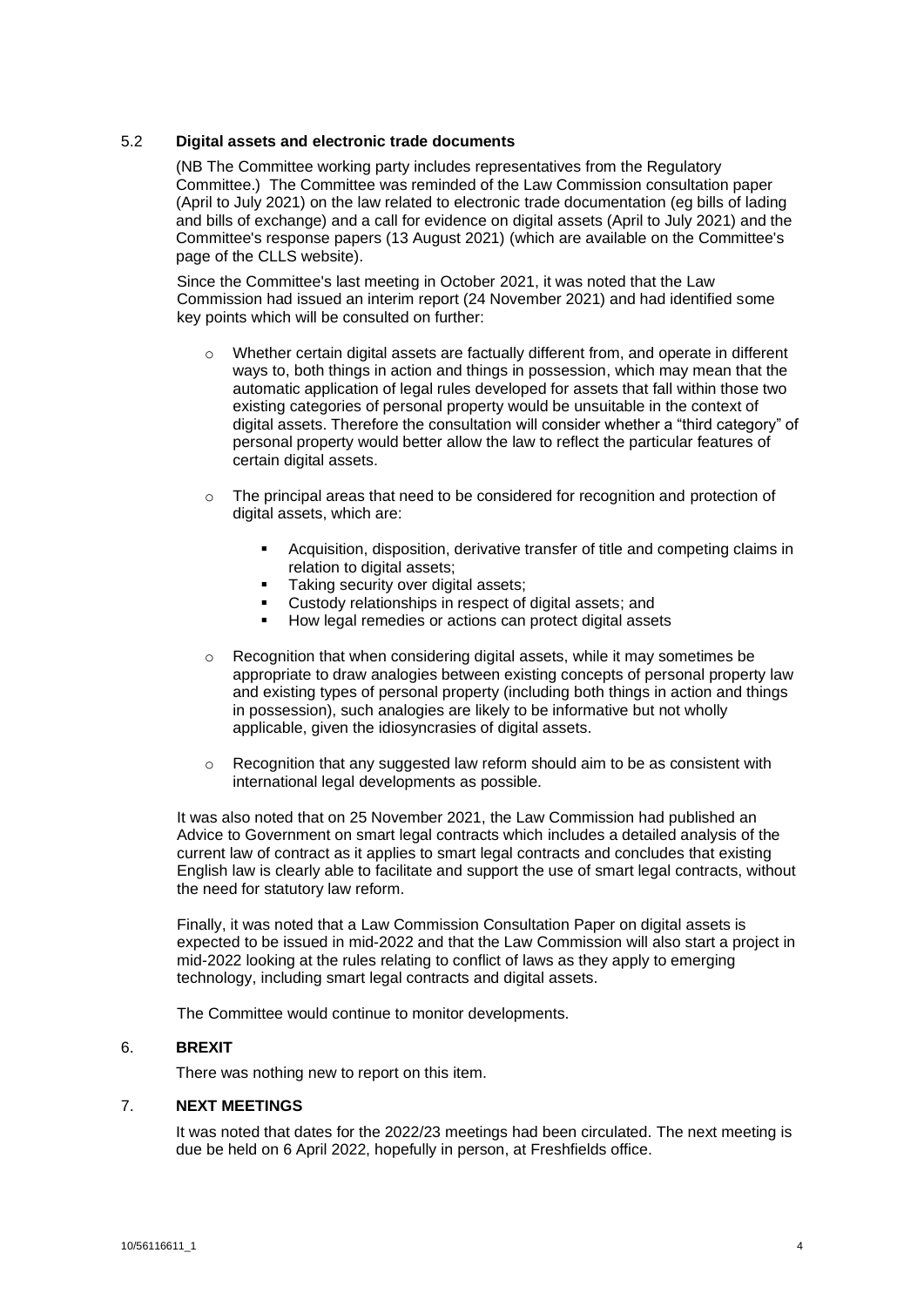### 5.2 **Digital assets and electronic trade documents**

(NB The Committee working party includes representatives from the Regulatory Committee.) The Committee was reminded of the Law Commission consultation paper (April to July 2021) on the law related to electronic trade documentation (eg bills of lading and bills of exchange) and a call for evidence on digital assets (April to July 2021) and the Committee's response papers (13 August 2021) (which are available on the Committee's page of the CLLS website).

Since the Committee's last meeting in October 2021, it was noted that the Law Commission had issued an interim report (24 November 2021) and had identified some key points which will be consulted on further:

- Whether certain digital assets are factually different from, and operate in different ways to, both things in action and things in possession, which may mean that the automatic application of legal rules developed for assets that fall within those two existing categories of personal property would be unsuitable in the context of digital assets. Therefore the consultation will consider whether a "third category" of personal property would better allow the law to reflect the particular features of certain digital assets.

- The principal areas that need to be considered for recognition and protection of digital assets, which are:
  - Acquisition, disposition, derivative transfer of title and competing claims in relation to digital assets;
  - Taking security over digital assets;
  - Custody relationships in respect of digital assets; and
  - How legal remedies or actions can protect digital assets

- Recognition that when considering digital assets, while it may sometimes be appropriate to draw analogies between existing concepts of personal property law and existing types of personal property (including both things in action and things in possession), such analogies are likely to be informative but not wholly applicable, given the idiosyncrasies of digital assets.

- Recognition that any suggested law reform should aim to be as consistent with international legal developments as possible.

It was also noted that on 25 November 2021, the Law Commission had published an Advice to Government on smart legal contracts which includes a detailed analysis of the current law of contract as it applies to smart legal contracts and concludes that existing English law is clearly able to facilitate and support the use of smart legal contracts, without the need for statutory law reform.

Finally, it was noted that a Law Commission Consultation Paper on digital assets is expected to be issued in mid-2022 and that the Law Commission will also start a project in mid-2022 looking at the rules relating to conflict of laws as they apply to emerging technology, including smart legal contracts and digital assets.

The Committee would continue to monitor developments.

## 6. **BREXIT**

There was nothing new to report on this item.

## 7. **NEXT MEETINGS**

It was noted that dates for the 2022/23 meetings had been circulated. The next meeting is due be held on 6 April 2022, hopefully in person, at Freshfields office.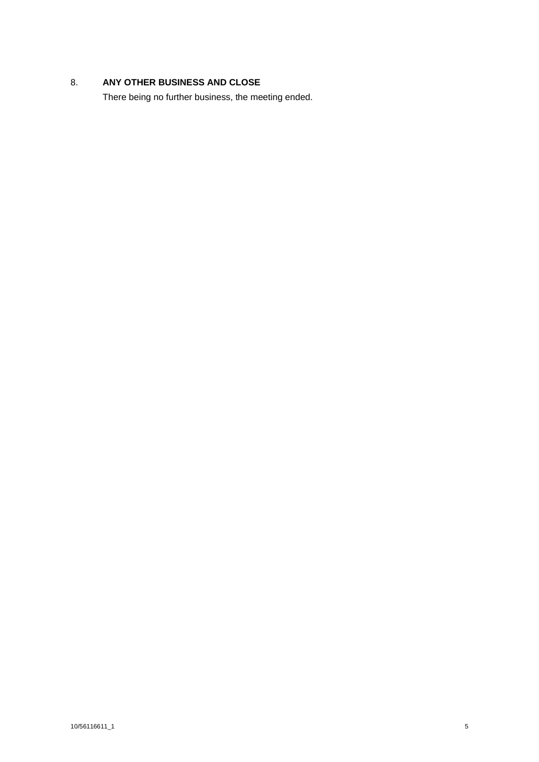8. **ANY OTHER BUSINESS AND CLOSE**

There being no further business, the meeting ended.